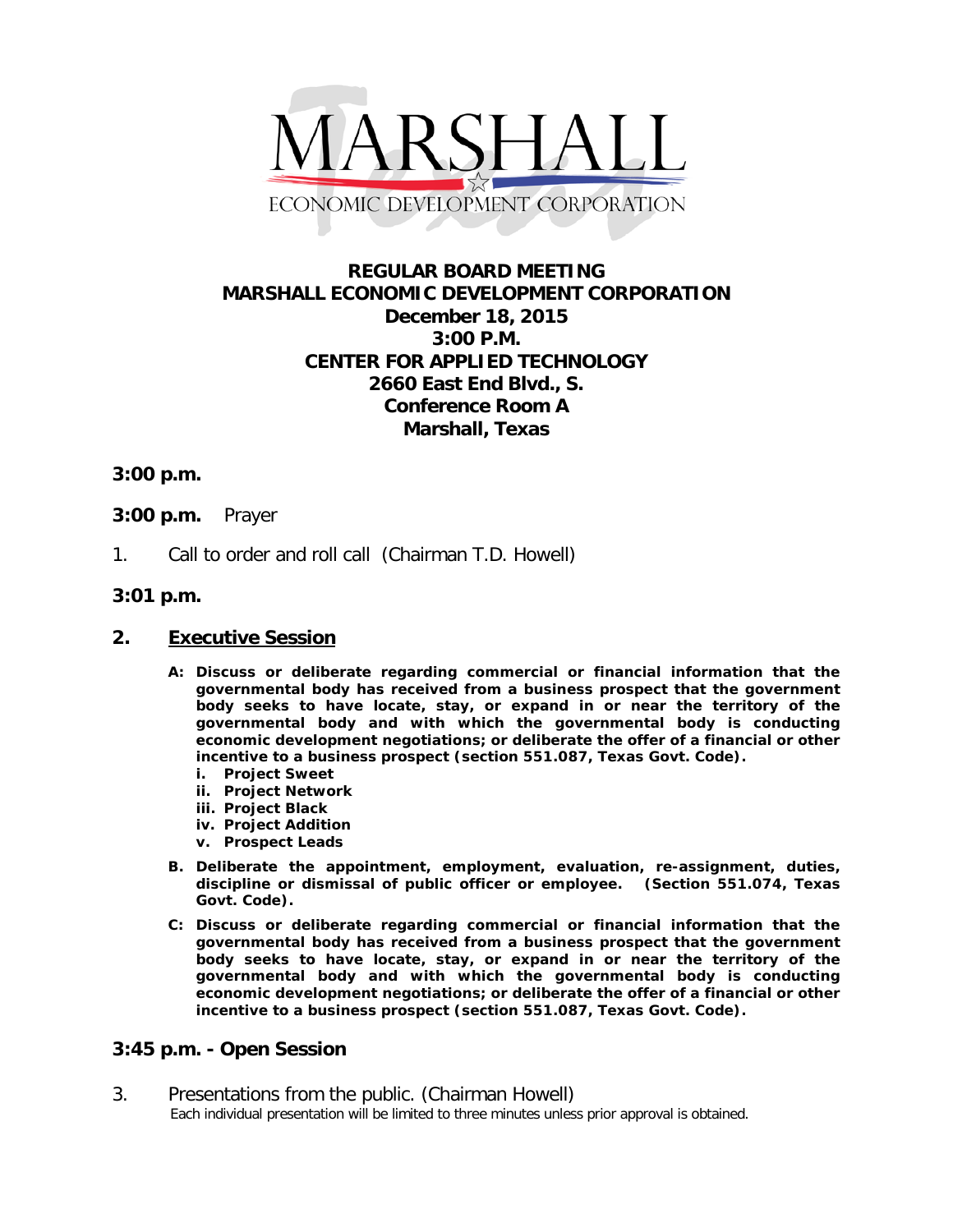MARSHALL

ECONOMIC DEVELOPMENT CORPORATION

# REGULAR BOARD MEETING
# MARSHALL ECONOMIC DEVELOPMENT CORPORATION

**December 18, 2015**
**3:00 P.M.**
**CENTER FOR APPLIED TECHNOLOGY**
**2660 East End Blvd., S.**
**Conference Room A**
**Marshall, Texas**

**3:00 p.m.**

**3:00 p.m.** Prayer

1. Call to order and roll call (Chairman T.D. Howell)

**3:01 p.m.**

## 2. Executive Session

- **A: Discuss or deliberate regarding commercial or financial information that the governmental body has received from a business prospect that the government body seeks to have locate, stay, or expand in or near the territory of the governmental body and with which the governmental body is conducting economic development negotiations; or deliberate the offer of a financial or other incentive to a business prospect (section 551.087, Texas Govt. Code).**
  - **i. Project Sweet**
  - **ii. Project Network**
  - **iii. Project Black**
  - **iv. Project Addition**
  - **v. Prospect Leads**
- **B. Deliberate the appointment, employment, evaluation, re-assignment, duties, discipline or dismissal of public officer or employee. (Section 551.074, Texas Govt. Code).**
- **C: Discuss or deliberate regarding commercial or financial information that the governmental body has received from a business prospect that the government body seeks to have locate, stay, or expand in or near the territory of the governmental body and with which the governmental body is conducting economic development negotiations; or deliberate the offer of a financial or other incentive to a business prospect (section 551.087, Texas Govt. Code).**

## 3:45 p.m. - Open Session

3. Presentations from the public. (Chairman Howell)
   Each individual presentation will be limited to three minutes unless prior approval is obtained.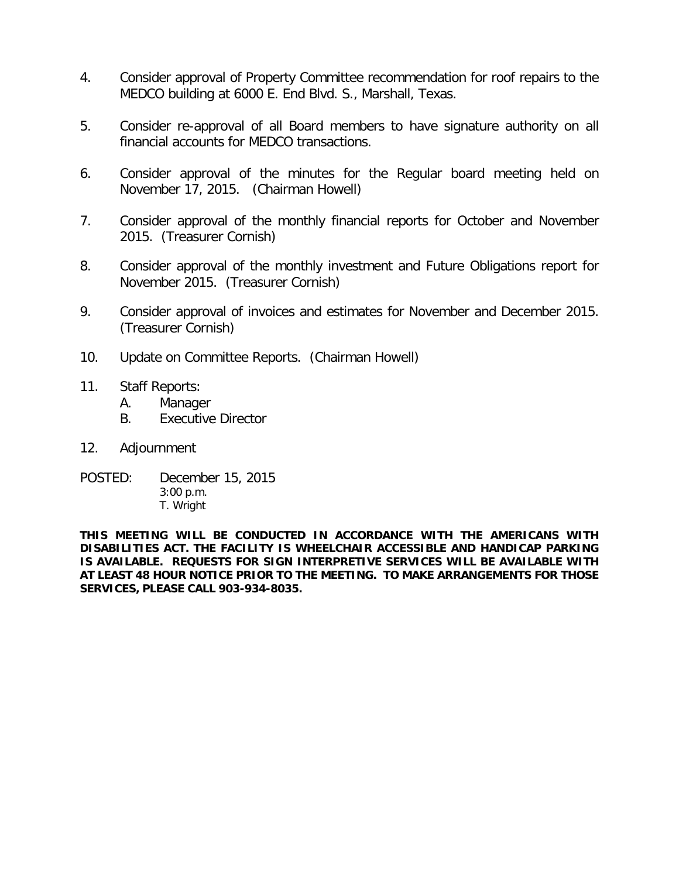4. Consider approval of Property Committee recommendation for roof repairs to the MEDCO building at 6000 E. End Blvd. S., Marshall, Texas.

5. Consider re-approval of all Board members to have signature authority on all financial accounts for MEDCO transactions.

6. Consider approval of the minutes for the Regular board meeting held on November 17, 2015. (Chairman Howell)

7. Consider approval of the monthly financial reports for October and November 2015. (Treasurer Cornish)

8. Consider approval of the monthly investment and Future Obligations report for November 2015. (Treasurer Cornish)

9. Consider approval of invoices and estimates for November and December 2015. (Treasurer Cornish)

10. Update on Committee Reports. (Chairman Howell)

11. Staff Reports:
    A. Manager
    B. Executive Director

12. Adjournment

POSTED: December 15, 2015
3:00 p.m.
T. Wright

**THIS MEETING WILL BE CONDUCTED IN ACCORDANCE WITH THE AMERICANS WITH DISABILITIES ACT. THE FACILITY IS WHEELCHAIR ACCESSIBLE AND HANDICAP PARKING IS AVAILABLE. REQUESTS FOR SIGN INTERPRETIVE SERVICES WILL BE AVAILABLE WITH AT LEAST 48 HOUR NOTICE PRIOR TO THE MEETING. TO MAKE ARRANGEMENTS FOR THOSE SERVICES, PLEASE CALL 903-934-8035.**